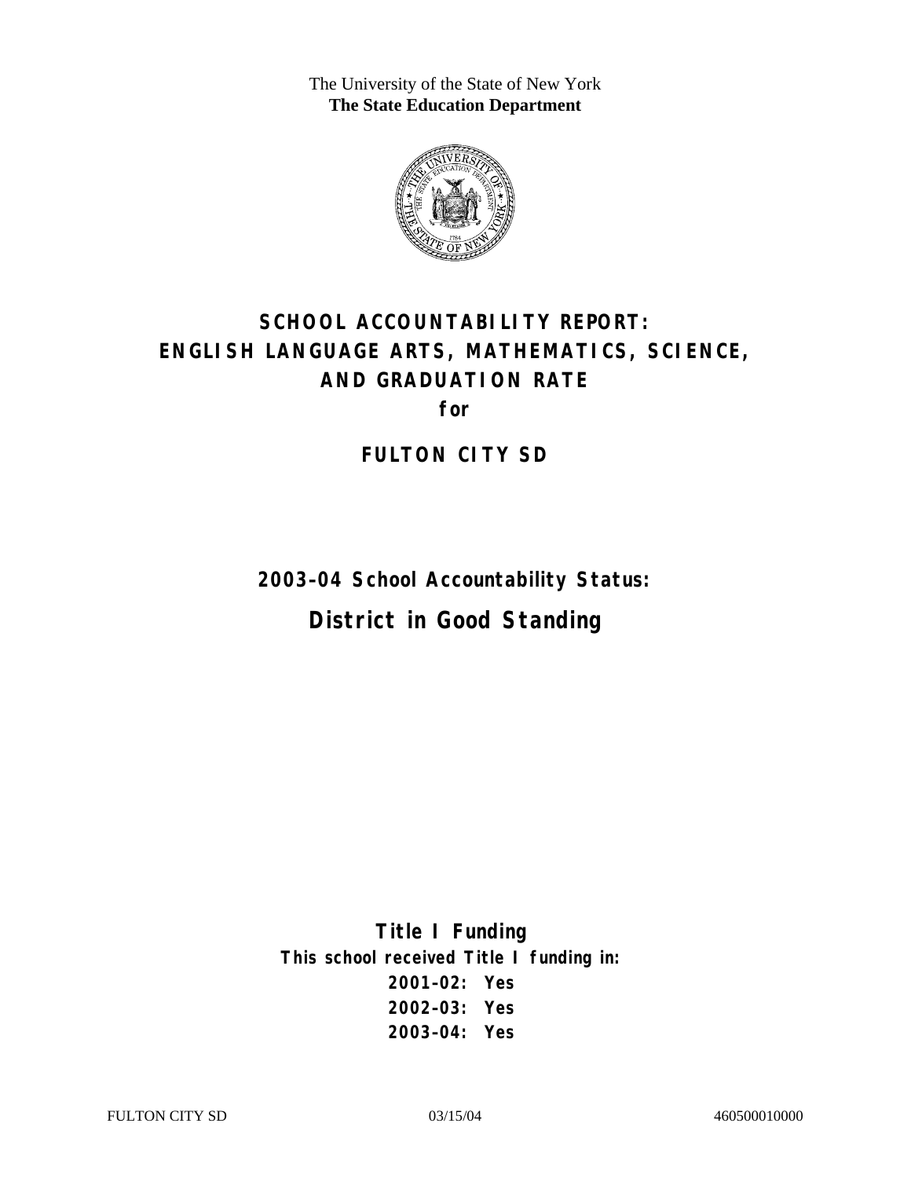The University of the State of New York
**The State Education Department**

# SCHOOL ACCOUNTABILITY REPORT: ENGLISH LANGUAGE ARTS, MATHEMATICS, SCIENCE, AND GRADUATION RATE

**for**

## FULTON CITY SD

**2003–04 School Accountability Status:**

## District in Good Standing

**Title I Funding**

**This school received Title I funding in:**

**2001–02: Yes**
**2002–03: Yes**
**2003–04: Yes**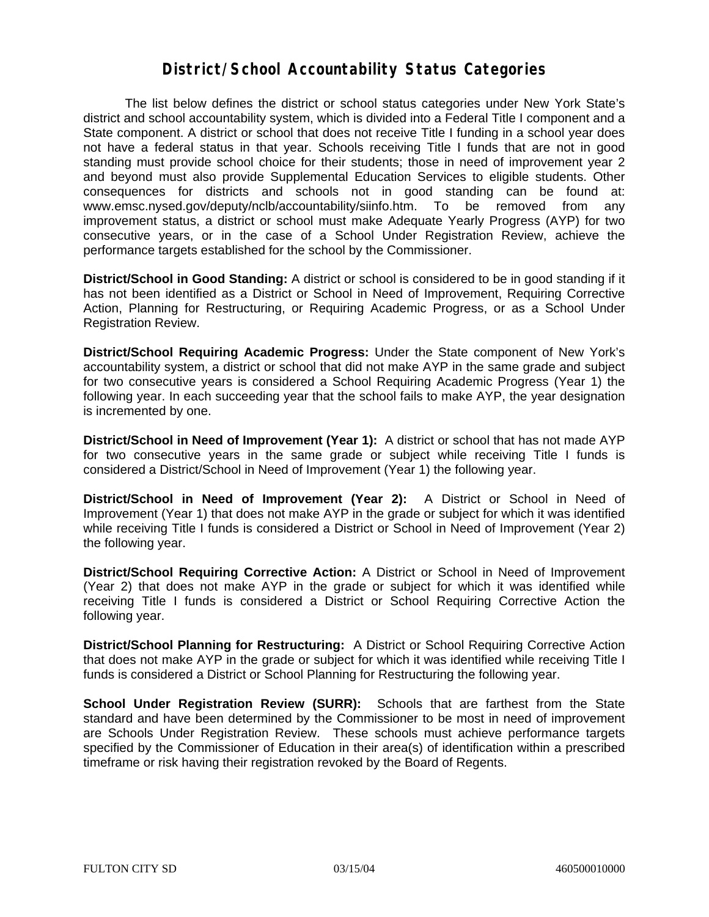# District/School Accountability Status Categories

The list below defines the district or school status categories under New York State's district and school accountability system, which is divided into a Federal Title I component and a State component. A district or school that does not receive Title I funding in a school year does not have a federal status in that year. Schools receiving Title I funds that are not in good standing must provide school choice for their students; those in need of improvement year 2 and beyond must also provide Supplemental Education Services to eligible students. Other consequences for districts and schools not in good standing can be found at: www.emsc.nysed.gov/deputy/nclb/accountability/siinfo.htm. To be removed from any improvement status, a district or school must make Adequate Yearly Progress (AYP) for two consecutive years, or in the case of a School Under Registration Review, achieve the performance targets established for the school by the Commissioner.

**District/School in Good Standing:** A district or school is considered to be in good standing if it has not been identified as a District or School in Need of Improvement, Requiring Corrective Action, Planning for Restructuring, or Requiring Academic Progress, or as a School Under Registration Review.

**District/School Requiring Academic Progress:** Under the State component of New York's accountability system, a district or school that did not make AYP in the same grade and subject for two consecutive years is considered a School Requiring Academic Progress (Year 1) the following year. In each succeeding year that the school fails to make AYP, the year designation is incremented by one.

**District/School in Need of Improvement (Year 1):** A district or school that has not made AYP for two consecutive years in the same grade or subject while receiving Title I funds is considered a District/School in Need of Improvement (Year 1) the following year.

**District/School in Need of Improvement (Year 2):** A District or School in Need of Improvement (Year 1) that does not make AYP in the grade or subject for which it was identified while receiving Title I funds is considered a District or School in Need of Improvement (Year 2) the following year.

**District/School Requiring Corrective Action:** A District or School in Need of Improvement (Year 2) that does not make AYP in the grade or subject for which it was identified while receiving Title I funds is considered a District or School Requiring Corrective Action the following year.

**District/School Planning for Restructuring:** A District or School Requiring Corrective Action that does not make AYP in the grade or subject for which it was identified while receiving Title I funds is considered a District or School Planning for Restructuring the following year.

**School Under Registration Review (SURR):** Schools that are farthest from the State standard and have been determined by the Commissioner to be most in need of improvement are Schools Under Registration Review. These schools must achieve performance targets specified by the Commissioner of Education in their area(s) of identification within a prescribed timeframe or risk having their registration revoked by the Board of Regents.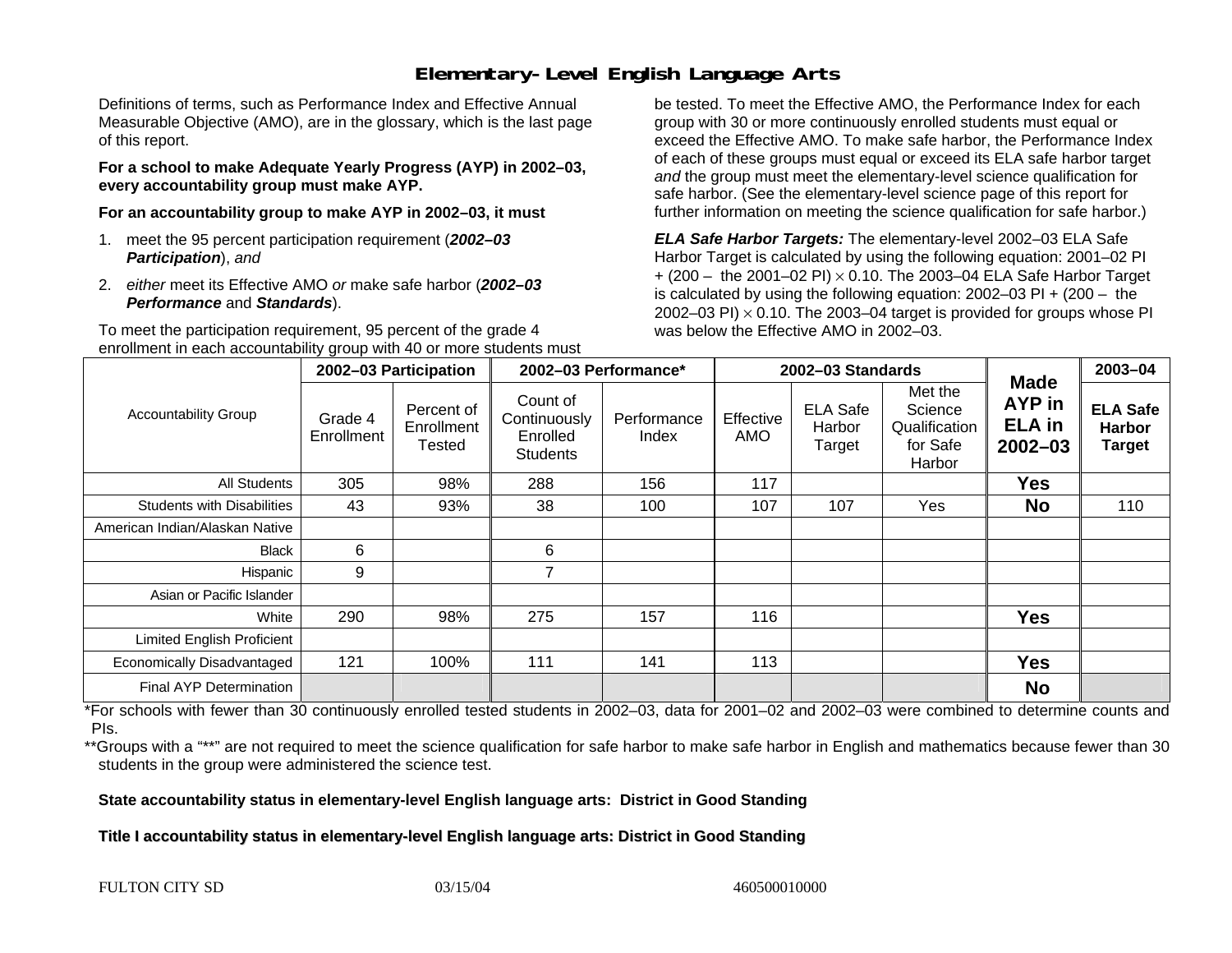# Elementary-Level English Language Arts

Definitions of terms, such as Performance Index and Effective Annual Measurable Objective (AMO), are in the glossary, which is the last page of this report.

**For a school to make Adequate Yearly Progress (AYP) in 2002–03, every accountability group must make AYP.**

**For an accountability group to make AYP in 2002–03, it must**

1. meet the 95 percent participation requirement (***2002–03 Participation***), *and*
2. *either* meet its Effective AMO *or* make safe harbor (***2002–03 Performance*** and ***Standards***).

To meet the participation requirement, 95 percent of the grade 4 enrollment in each accountability group with 40 or more students must be tested. To meet the Effective AMO, the Performance Index for each group with 30 or more continuously enrolled students must equal or exceed the Effective AMO. To make safe harbor, the Performance Index of each of these groups must equal or exceed its ELA safe harbor target *and* the group must meet the elementary-level science qualification for safe harbor. (See the elementary-level science page of this report for further information on meeting the science qualification for safe harbor.)

***ELA Safe Harbor Targets:*** The elementary-level 2002–03 ELA Safe Harbor Target is calculated by using the following equation: 2001–02 PI + (200 – the 2001–02 PI) $\times$ 0.10. The 2003–04 ELA Safe Harbor Target is calculated by using the following equation: 2002–03 PI + (200 – the 2002–03 PI) $\times$ 0.10. The 2003–04 target is provided for groups whose PI was below the Effective AMO in 2002–03.

| Accountability Group | 2002–03 Participation | | 2002–03 Performance* | | 2002–03 Standards | | | Made AYP in ELA in 2002–03 | 2003–04 |
|---|---|---|---|---|---|---|---|---|---|
| | Grade 4 Enrollment | Percent of Enrollment Tested | Count of Continuously Enrolled Students | Performance Index | Effective AMO | ELA Safe Harbor Target | Met the Science Qualification for Safe Harbor | | ELA Safe Harbor Target |
| All Students | 305 | 98% | 288 | 156 | 117 | | | **Yes** | |
| Students with Disabilities | 43 | 93% | 38 | 100 | 107 | 107 | Yes | **No** | 110 |
| American Indian/Alaskan Native | | | | | | | | | |
| Black | 6 | | 6 | | | | | | |
| Hispanic | 9 | | 7 | | | | | | |
| Asian or Pacific Islander | | | | | | | | | |
| White | 290 | 98% | 275 | 157 | 116 | | | **Yes** | |
| Limited English Proficient | | | | | | | | | |
| Economically Disadvantaged | 121 | 100% | 111 | 141 | 113 | | | **Yes** | |
| Final AYP Determination | | | | | | | | **No** | |

*For schools with fewer than 30 continuously enrolled tested students in 2002–03, data for 2001–02 and 2002–03 were combined to determine counts and PIs.

**Groups with a "**" are not required to meet the science qualification for safe harbor to make safe harbor in English and mathematics because fewer than 30 students in the group were administered the science test.

**State accountability status in elementary-level English language arts: District in Good Standing**

**Title I accountability status in elementary-level English language arts: District in Good Standing**

FULTON CITY SD 03/15/04 460500010000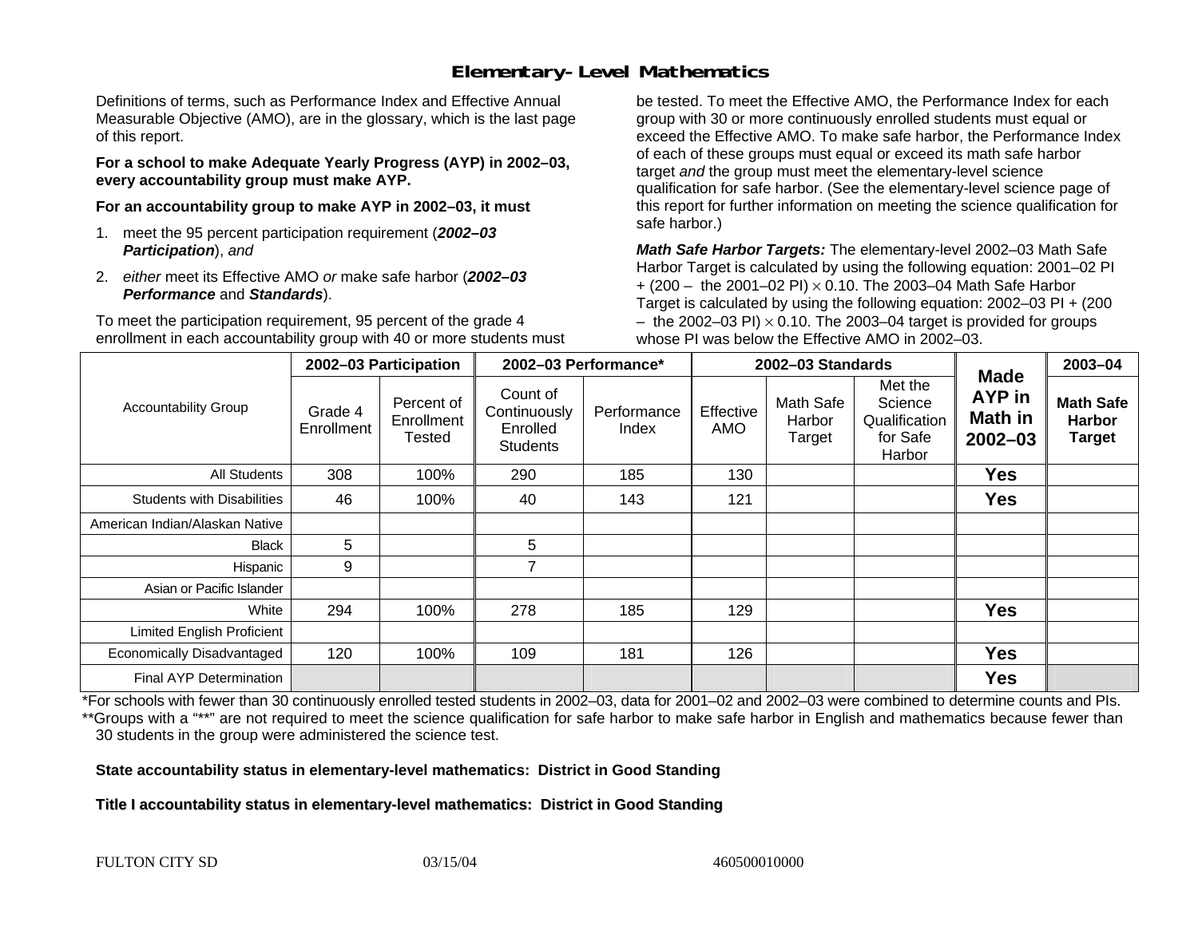# Elementary-Level Mathematics

Definitions of terms, such as Performance Index and Effective Annual Measurable Objective (AMO), are in the glossary, which is the last page of this report.

**For a school to make Adequate Yearly Progress (AYP) in 2002–03, every accountability group must make AYP.**

**For an accountability group to make AYP in 2002–03, it must**

1. meet the 95 percent participation requirement (***2002–03 Participation***), *and*
2. *either* meet its Effective AMO *or* make safe harbor (***2002–03 Performance*** and ***Standards***).

To meet the participation requirement, 95 percent of the grade 4 enrollment in each accountability group with 40 or more students must be tested. To meet the Effective AMO, the Performance Index for each group with 30 or more continuously enrolled students must equal or exceed the Effective AMO. To make safe harbor, the Performance Index of each of these groups must equal or exceed its math safe harbor target *and* the group must meet the elementary-level science qualification for safe harbor. (See the elementary-level science page of this report for further information on meeting the science qualification for safe harbor.)

***Math Safe Harbor Targets:*** The elementary-level 2002–03 Math Safe Harbor Target is calculated by using the following equation: 2001–02 PI + (200 – the 2001–02 PI) $\times$ 0.10. The 2003–04 Math Safe Harbor Target is calculated by using the following equation: 2002–03 PI + (200 – the 2002–03 PI) $\times$ 0.10. The 2003–04 target is provided for groups whose PI was below the Effective AMO in 2002–03.

| Accountability Group | 2002–03 Participation | | 2002–03 Performance* | | 2002–03 Standards | | | Made AYP in Math in 2002–03 | 2003–04 |
|---|---|---|---|---|---|---|---|---|---|
| | Grade 4 Enrollment | Percent of Enrollment Tested | Count of Continuously Enrolled Students | Performance Index | Effective AMO | Math Safe Harbor Target | Met the Science Qualification for Safe Harbor | | Math Safe Harbor Target |
| All Students | 308 | 100% | 290 | 185 | 130 | | | Yes | |
| Students with Disabilities | 46 | 100% | 40 | 143 | 121 | | | Yes | |
| American Indian/Alaskan Native | | | | | | | | | |
| Black | 5 | | 5 | | | | | | |
| Hispanic | 9 | | 7 | | | | | | |
| Asian or Pacific Islander | | | | | | | | | |
| White | 294 | 100% | 278 | 185 | 129 | | | Yes | |
| Limited English Proficient | | | | | | | | | |
| Economically Disadvantaged | 120 | 100% | 109 | 181 | 126 | | | Yes | |
| Final AYP Determination | | | | | | | | Yes | |

*For schools with fewer than 30 continuously enrolled tested students in 2002–03, data for 2001–02 and 2002–03 were combined to determine counts and PIs.

**Groups with a "**" are not required to meet the science qualification for safe harbor to make safe harbor in English and mathematics because fewer than 30 students in the group were administered the science test.

**State accountability status in elementary-level mathematics: District in Good Standing**

**Title I accountability status in elementary-level mathematics: District in Good Standing**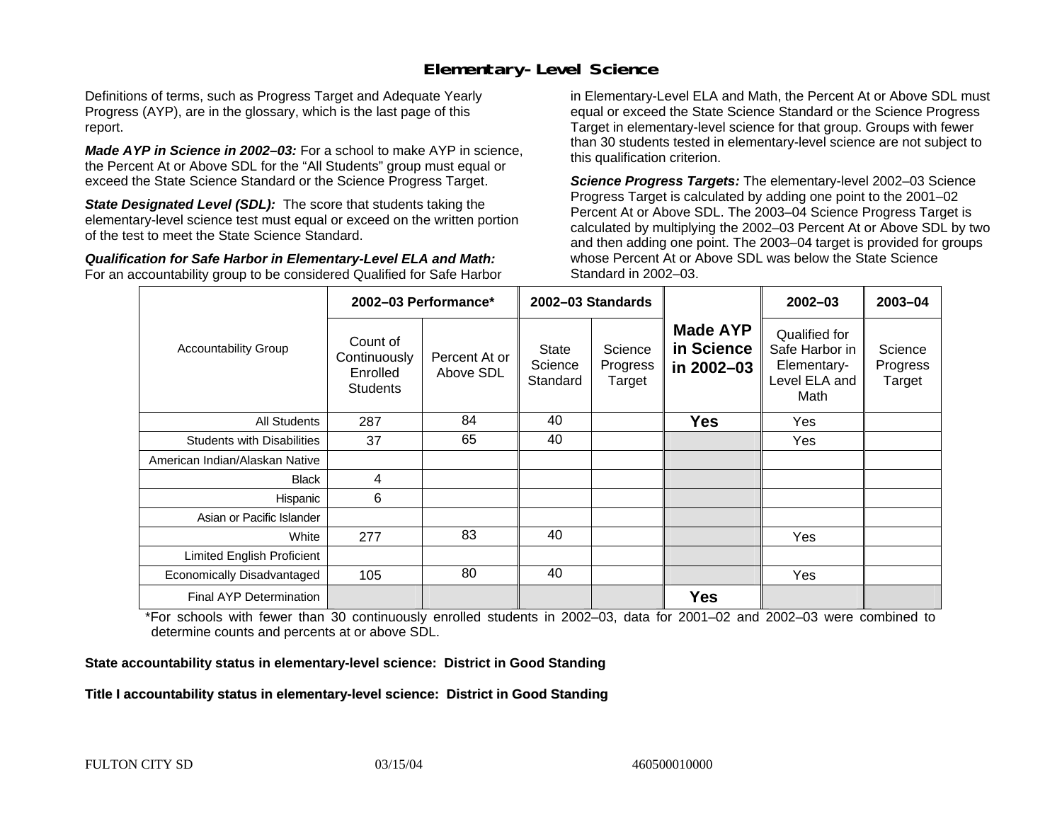# Elementary-Level Science

Definitions of terms, such as Progress Target and Adequate Yearly Progress (AYP), are in the glossary, which is the last page of this report.

***Made AYP in Science in 2002–03:*** For a school to make AYP in science, the Percent At or Above SDL for the "All Students" group must equal or exceed the State Science Standard or the Science Progress Target.

***State Designated Level (SDL):*** The score that students taking the elementary-level science test must equal or exceed on the written portion of the test to meet the State Science Standard.

***Qualification for Safe Harbor in Elementary-Level ELA and Math:*** For an accountability group to be considered Qualified for Safe Harbor in Elementary-Level ELA and Math, the Percent At or Above SDL must equal or exceed the State Science Standard or the Science Progress Target in elementary-level science for that group. Groups with fewer than 30 students tested in elementary-level science are not subject to this qualification criterion.

***Science Progress Targets:*** The elementary-level 2002–03 Science Progress Target is calculated by adding one point to the 2001–02 Percent At or Above SDL. The 2003–04 Science Progress Target is calculated by multiplying the 2002–03 Percent At or Above SDL by two and then adding one point. The 2003–04 target is provided for groups whose Percent At or Above SDL was below the State Science Standard in 2002–03.

| Accountability Group | 2002–03 Performance* | | 2002–03 Standards | | Made AYP in Science in 2002–03 | 2002–03 | 2003–04 |
|---|---|---|---|---|---|---|---|
| | Count of Continuously Enrolled Students | Percent At or Above SDL | State Science Standard | Science Progress Target | | Qualified for Safe Harbor in Elementary-Level ELA and Math | Science Progress Target |
| All Students | 287 | 84 | 40 | | **Yes** | Yes | |
| Students with Disabilities | 37 | 65 | 40 | | | Yes | |
| American Indian/Alaskan Native | | | | | | | |
| Black | 4 | | | | | | |
| Hispanic | 6 | | | | | | |
| Asian or Pacific Islander | | | | | | | |
| White | 277 | 83 | 40 | | | Yes | |
| Limited English Proficient | | | | | | | |
| Economically Disadvantaged | 105 | 80 | 40 | | | Yes | |
| Final AYP Determination | | | | | **Yes** | | |

*For schools with fewer than 30 continuously enrolled students in 2002–03, data for 2001–02 and 2002–03 were combined to determine counts and percents at or above SDL.

**State accountability status in elementary-level science: District in Good Standing**

**Title I accountability status in elementary-level science: District in Good Standing**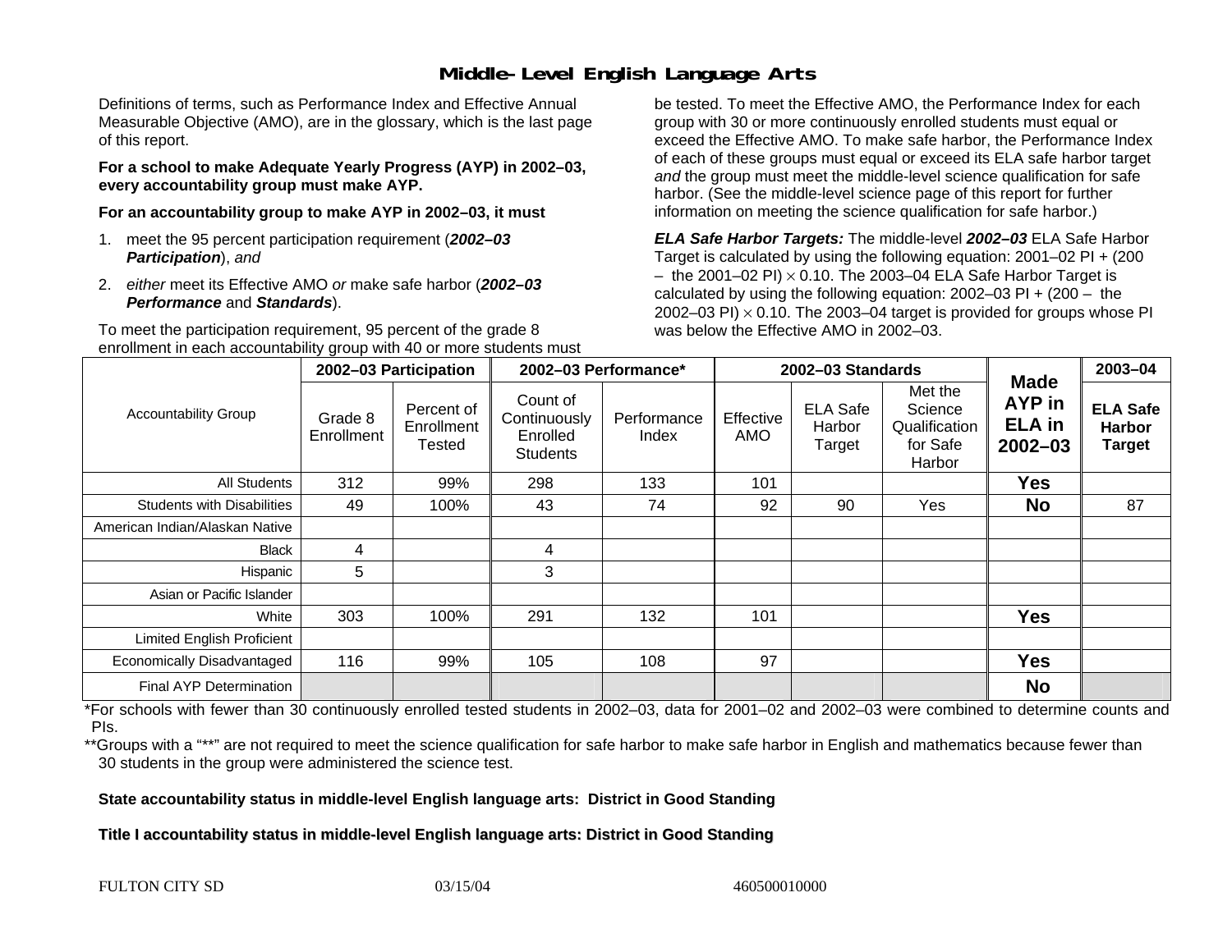# Middle-Level English Language Arts

Definitions of terms, such as Performance Index and Effective Annual Measurable Objective (AMO), are in the glossary, which is the last page of this report.

**For a school to make Adequate Yearly Progress (AYP) in 2002–03, every accountability group must make AYP.**

**For an accountability group to make AYP in 2002–03, it must**

1. meet the 95 percent participation requirement (***2002–03 Participation***), *and*
2. *either* meet its Effective AMO *or* make safe harbor (***2002–03 Performance*** and ***Standards***).

To meet the participation requirement, 95 percent of the grade 8 enrollment in each accountability group with 40 or more students must be tested. To meet the Effective AMO, the Performance Index for each group with 30 or more continuously enrolled students must equal or exceed the Effective AMO. To make safe harbor, the Performance Index of each of these groups must equal or exceed its ELA safe harbor target *and* the group must meet the middle-level science qualification for safe harbor. (See the middle-level science page of this report for further information on meeting the science qualification for safe harbor.)

***ELA Safe Harbor Targets:*** The middle-level ***2002–03*** ELA Safe Harbor Target is calculated by using the following equation: 2001–02 PI + (200 – the 2001–02 PI) $\times$ 0.10. The 2003–04 ELA Safe Harbor Target is calculated by using the following equation: 2002–03 PI + (200 – the 2002–03 PI) $\times$ 0.10. The 2003–04 target is provided for groups whose PI was below the Effective AMO in 2002–03.

| Accountability Group | 2002–03 Participation | | 2002–03 Performance* | | 2002–03 Standards | | | Made AYP in ELA in 2002–03 | 2003–04 |
|---|---|---|---|---|---|---|---|---|---|
| | Grade 8 Enrollment | Percent of Enrollment Tested | Count of Continuously Enrolled Students | Performance Index | Effective AMO | ELA Safe Harbor Target | Met the Science Qualification for Safe Harbor | | ELA Safe Harbor Target |
| All Students | 312 | 99% | 298 | 133 | 101 | | | **Yes** | |
| Students with Disabilities | 49 | 100% | 43 | 74 | 92 | 90 | Yes | **No** | 87 |
| American Indian/Alaskan Native | | | | | | | | | |
| Black | 4 | | 4 | | | | | | |
| Hispanic | 5 | | 3 | | | | | | |
| Asian or Pacific Islander | | | | | | | | | |
| White | 303 | 100% | 291 | 132 | 101 | | | **Yes** | |
| Limited English Proficient | | | | | | | | | |
| Economically Disadvantaged | 116 | 99% | 105 | 108 | 97 | | | **Yes** | |
| Final AYP Determination | | | | | | | | **No** | |

*For schools with fewer than 30 continuously enrolled tested students in 2002–03, data for 2001–02 and 2002–03 were combined to determine counts and PIs.

**Groups with a "**" are not required to meet the science qualification for safe harbor to make safe harbor in English and mathematics because fewer than 30 students in the group were administered the science test.

**State accountability status in middle-level English language arts: District in Good Standing**

**Title I accountability status in middle-level English language arts: District in Good Standing**

FULTON CITY SD 03/15/04 460500010000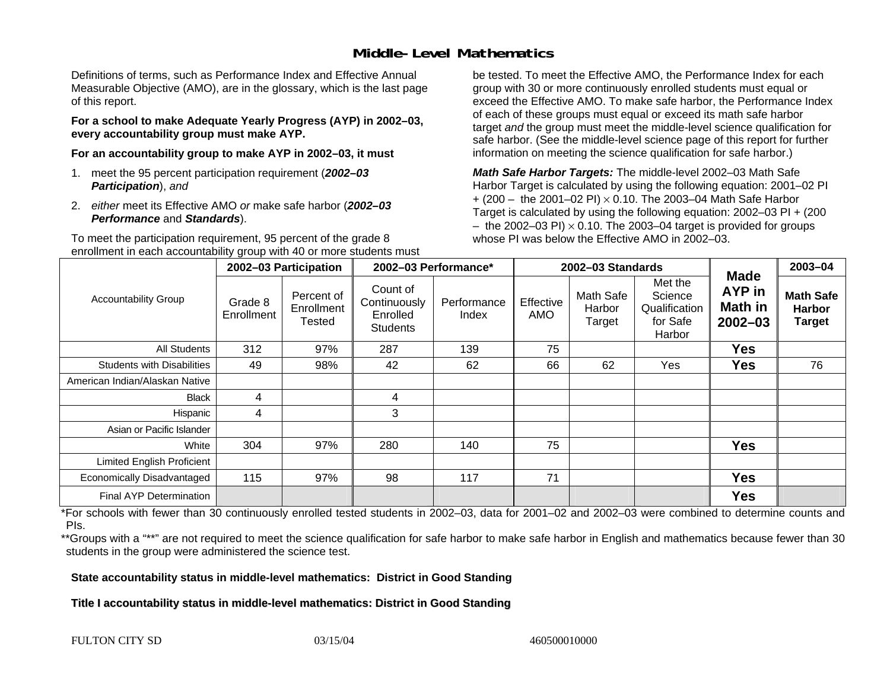# Middle-Level Mathematics

Definitions of terms, such as Performance Index and Effective Annual Measurable Objective (AMO), are in the glossary, which is the last page of this report.

**For a school to make Adequate Yearly Progress (AYP) in 2002–03, every accountability group must make AYP.**

**For an accountability group to make AYP in 2002–03, it must**

1. meet the 95 percent participation requirement (***2002–03 Participation***), *and*
2. *either* meet its Effective AMO *or* make safe harbor (***2002–03 Performance*** and ***Standards***).

To meet the participation requirement, 95 percent of the grade 8 enrollment in each accountability group with 40 or more students must be tested. To meet the Effective AMO, the Performance Index for each group with 30 or more continuously enrolled students must equal or exceed the Effective AMO. To make safe harbor, the Performance Index of each of these groups must equal or exceed its math safe harbor target *and* the group must meet the middle-level science qualification for safe harbor. (See the middle-level science page of this report for further information on meeting the science qualification for safe harbor.)

***Math Safe Harbor Targets:*** The middle-level 2002–03 Math Safe Harbor Target is calculated by using the following equation: 2001–02 PI + (200 – the 2001–02 PI) $\times$ 0.10. The 2003–04 Math Safe Harbor Target is calculated by using the following equation: 2002–03 PI + (200 – the 2002–03 PI) $\times$ 0.10. The 2003–04 target is provided for groups whose PI was below the Effective AMO in 2002–03.

| Accountability Group | 2002–03 Participation | | 2002–03 Performance* | | 2002–03 Standards | | | Made AYP in Math in 2002–03 | 2003–04 |
|---|---|---|---|---|---|---|---|---|---|
| | Grade 8 Enrollment | Percent of Enrollment Tested | Count of Continuously Enrolled Students | Performance Index | Effective AMO | Math Safe Harbor Target | Met the Science Qualification for Safe Harbor | | Math Safe Harbor Target |
| All Students | 312 | 97% | 287 | 139 | 75 | | | **Yes** | |
| Students with Disabilities | 49 | 98% | 42 | 62 | 66 | 62 | Yes | **Yes** | 76 |
| American Indian/Alaskan Native | | | | | | | | | |
| Black | 4 | | 4 | | | | | | |
| Hispanic | 4 | | 3 | | | | | | |
| Asian or Pacific Islander | | | | | | | | | |
| White | 304 | 97% | 280 | 140 | 75 | | | **Yes** | |
| Limited English Proficient | | | | | | | | | |
| Economically Disadvantaged | 115 | 97% | 98 | 117 | 71 | | | **Yes** | |
| Final AYP Determination | | | | | | | | **Yes** | |

*For schools with fewer than 30 continuously enrolled tested students in 2002–03, data for 2001–02 and 2002–03 were combined to determine counts and PIs.

**Groups with a "**" are not required to meet the science qualification for safe harbor to make safe harbor in English and mathematics because fewer than 30 students in the group were administered the science test.

**State accountability status in middle-level mathematics: District in Good Standing**

**Title I accountability status in middle-level mathematics: District in Good Standing**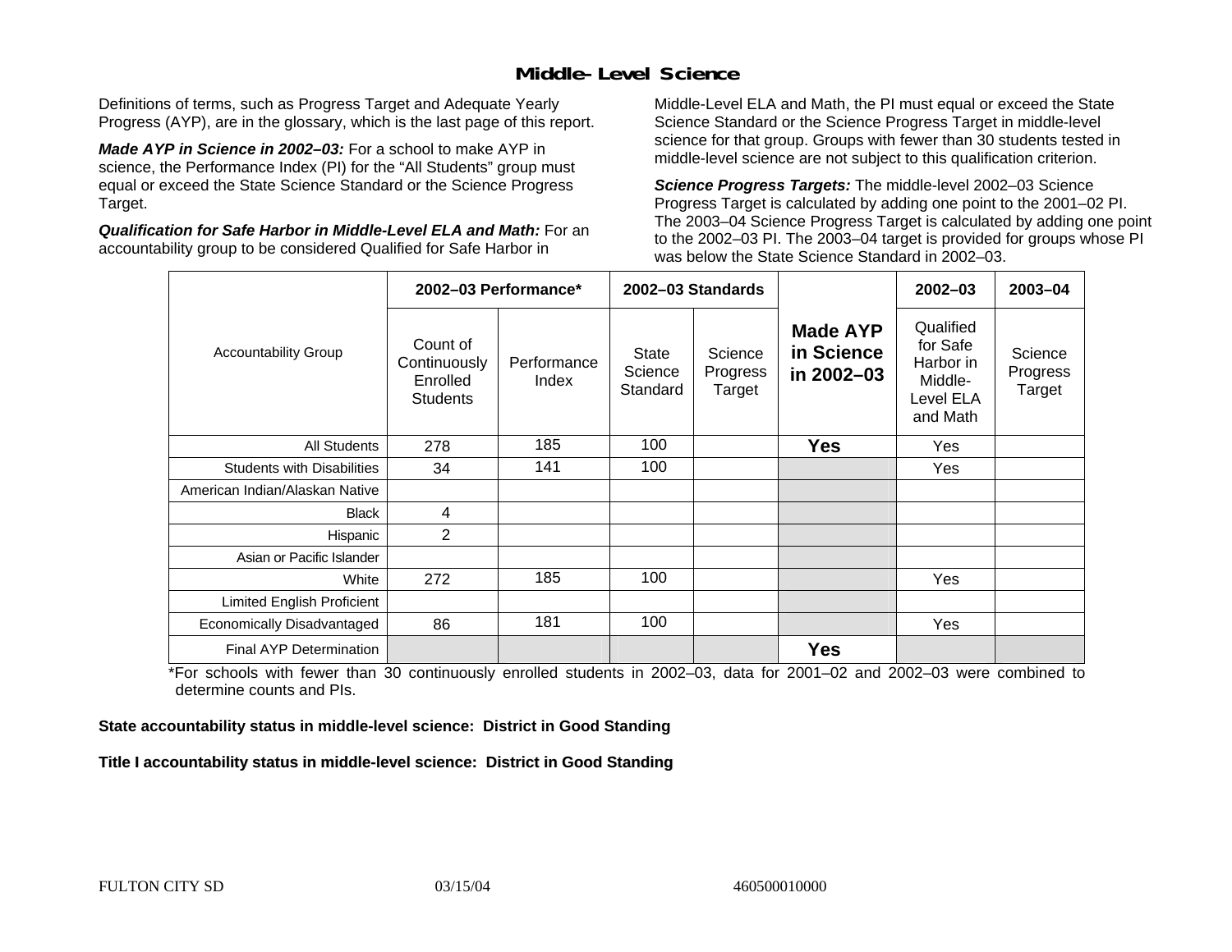## Middle-Level Science

Definitions of terms, such as Progress Target and Adequate Yearly Progress (AYP), are in the glossary, which is the last page of this report.

***Made AYP in Science in 2002–03:*** For a school to make AYP in science, the Performance Index (PI) for the "All Students" group must equal or exceed the State Science Standard or the Science Progress Target.

***Qualification for Safe Harbor in Middle-Level ELA and Math:*** For an accountability group to be considered Qualified for Safe Harbor in Middle-Level ELA and Math, the PI must equal or exceed the State Science Standard or the Science Progress Target in middle-level science for that group. Groups with fewer than 30 students tested in middle-level science are not subject to this qualification criterion.

***Science Progress Targets:*** The middle-level 2002–03 Science Progress Target is calculated by adding one point to the 2001–02 PI. The 2003–04 Science Progress Target is calculated by adding one point to the 2002–03 PI. The 2003–04 target is provided for groups whose PI was below the State Science Standard in 2002–03.

| Accountability Group | 2002–03 Performance* | | 2002–03 Standards | | Made AYP in Science in 2002–03 | 2002–03 | 2003–04 |
|---|---|---|---|---|---|---|---|
| | Count of Continuously Enrolled Students | Performance Index | State Science Standard | Science Progress Target | | Qualified for Safe Harbor in Middle-Level ELA and Math | Science Progress Target |
| All Students | 278 | 185 | 100 | | **Yes** | Yes | |
| Students with Disabilities | 34 | 141 | 100 | | | Yes | |
| American Indian/Alaskan Native | | | | | | | |
| Black | 4 | | | | | | |
| Hispanic | 2 | | | | | | |
| Asian or Pacific Islander | | | | | | | |
| White | 272 | 185 | 100 | | | Yes | |
| Limited English Proficient | | | | | | | |
| Economically Disadvantaged | 86 | 181 | 100 | | | Yes | |
| Final AYP Determination | | | | | **Yes** | | |

*For schools with fewer than 30 continuously enrolled students in 2002–03, data for 2001–02 and 2002–03 were combined to determine counts and PIs.

**State accountability status in middle-level science: District in Good Standing**

**Title I accountability status in middle-level science: District in Good Standing**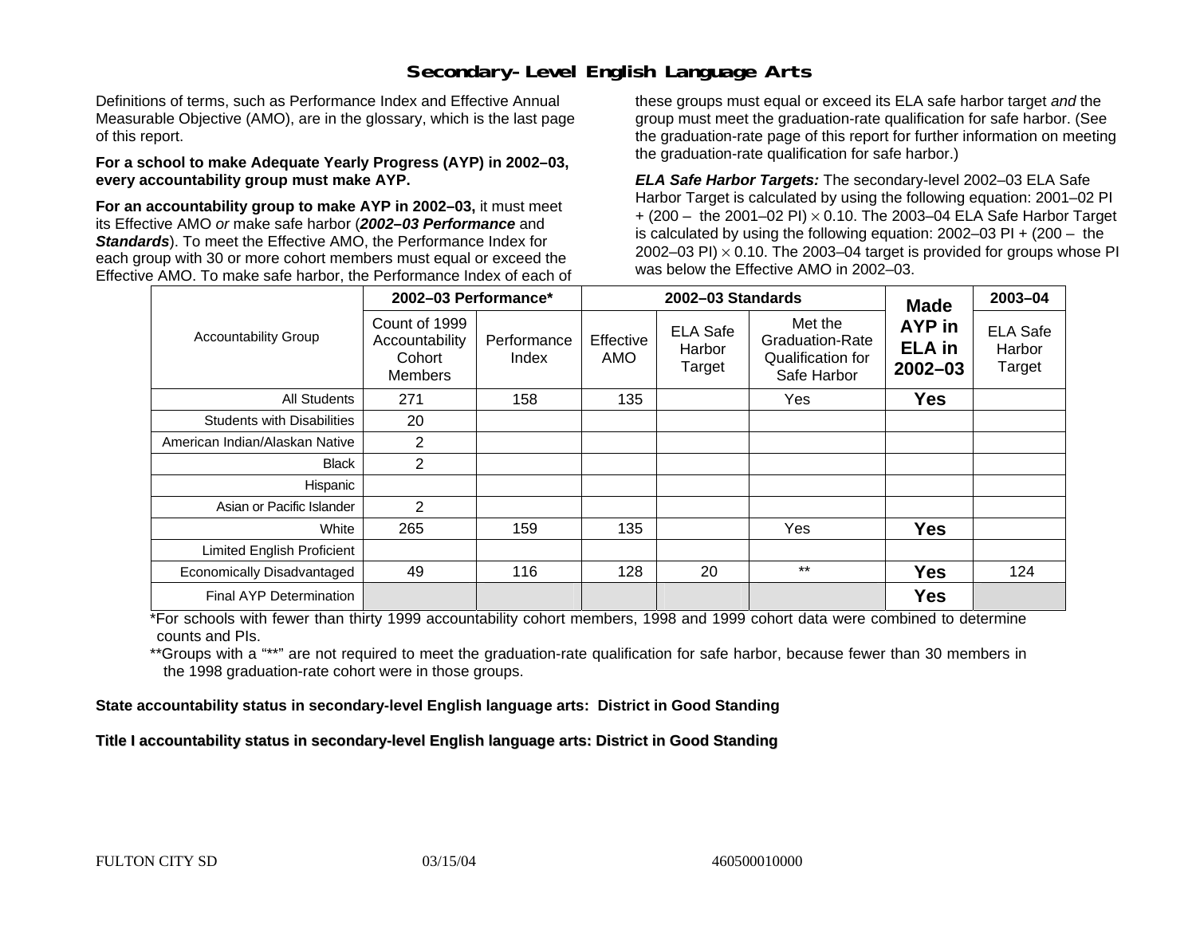# Secondary-Level English Language Arts

Definitions of terms, such as Performance Index and Effective Annual Measurable Objective (AMO), are in the glossary, which is the last page of this report.

**For a school to make Adequate Yearly Progress (AYP) in 2002–03, every accountability group must make AYP.**

**For an accountability group to make AYP in 2002–03,** it must meet its Effective AMO *or* make safe harbor (***2002–03 Performance*** and ***Standards***). To meet the Effective AMO, the Performance Index for each group with 30 or more cohort members must equal or exceed the Effective AMO. To make safe harbor, the Performance Index of each of these groups must equal or exceed its ELA safe harbor target *and* the group must meet the graduation-rate qualification for safe harbor. (See the graduation-rate page of this report for further information on meeting the graduation-rate qualification for safe harbor.)

***ELA Safe Harbor Targets:*** The secondary-level 2002–03 ELA Safe Harbor Target is calculated by using the following equation: 2001–02 PI + (200 – the 2001–02 PI) × 0.10. The 2003–04 ELA Safe Harbor Target is calculated by using the following equation: 2002–03 PI + (200 – the 2002–03 PI) × 0.10. The 2003–04 target is provided for groups whose PI was below the Effective AMO in 2002–03.

| Accountability Group | 2002–03 Performance* | | 2002–03 Standards | | | Made AYP in ELA in 2002–03 | 2003–04 |
|---|---|---|---|---|---|---|---|
| | Count of 1999 Accountability Cohort Members | Performance Index | Effective AMO | ELA Safe Harbor Target | Met the Graduation-Rate Qualification for Safe Harbor | | ELA Safe Harbor Target |
| All Students | 271 | 158 | 135 | | Yes | **Yes** | |
| Students with Disabilities | 20 | | | | | | |
| American Indian/Alaskan Native | 2 | | | | | | |
| Black | 2 | | | | | | |
| Hispanic | | | | | | | |
| Asian or Pacific Islander | 2 | | | | | | |
| White | 265 | 159 | 135 | | Yes | **Yes** | |
| Limited English Proficient | | | | | | | |
| Economically Disadvantaged | 49 | 116 | 128 | 20 | ** | **Yes** | 124 |
| Final AYP Determination | | | | | | **Yes** | |

*For schools with fewer than thirty 1999 accountability cohort members, 1998 and 1999 cohort data were combined to determine counts and PIs.

**Groups with a "**" are not required to meet the graduation-rate qualification for safe harbor, because fewer than 30 members in the 1998 graduation-rate cohort were in those groups.

**State accountability status in secondary-level English language arts: District in Good Standing**

**Title I accountability status in secondary-level English language arts: District in Good Standing**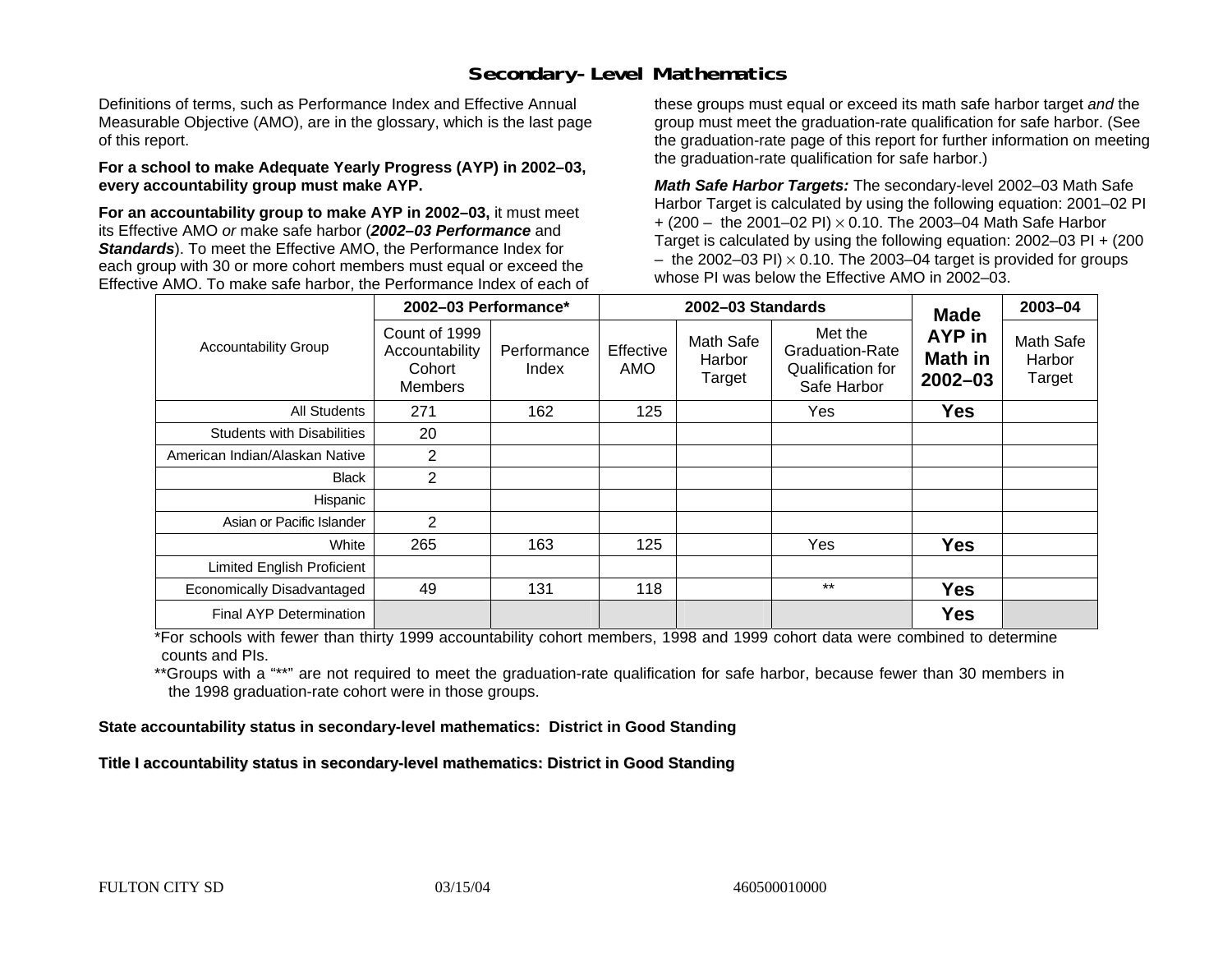## Secondary-Level Mathematics

Definitions of terms, such as Performance Index and Effective Annual Measurable Objective (AMO), are in the glossary, which is the last page of this report.

**For a school to make Adequate Yearly Progress (AYP) in 2002–03, every accountability group must make AYP.**

**For an accountability group to make AYP in 2002–03,** it must meet its Effective AMO *or* make safe harbor (***2002–03 Performance*** and ***Standards***). To meet the Effective AMO, the Performance Index for each group with 30 or more cohort members must equal or exceed the Effective AMO. To make safe harbor, the Performance Index of each of these groups must equal or exceed its math safe harbor target *and* the group must meet the graduation-rate qualification for safe harbor. (See the graduation-rate page of this report for further information on meeting the graduation-rate qualification for safe harbor.)

***Math Safe Harbor Targets:*** The secondary-level 2002–03 Math Safe Harbor Target is calculated by using the following equation: 2001–02 PI + (200 – the 2001–02 PI) $\times$ 0.10. The 2003–04 Math Safe Harbor Target is calculated by using the following equation: 2002–03 PI + (200 – the 2002–03 PI) $\times$ 0.10. The 2003–04 target is provided for groups whose PI was below the Effective AMO in 2002–03.

| Accountability Group | 2002–03 Performance* | | 2002–03 Standards | | | Made AYP in Math in 2002–03 | 2003–04 |
|---|---|---|---|---|---|---|---|
| | Count of 1999 Accountability Cohort Members | Performance Index | Effective AMO | Math Safe Harbor Target | Met the Graduation-Rate Qualification for Safe Harbor | | Math Safe Harbor Target |
| All Students | 271 | 162 | 125 | | Yes | **Yes** | |
| Students with Disabilities | 20 | | | | | | |
| American Indian/Alaskan Native | 2 | | | | | | |
| Black | 2 | | | | | | |
| Hispanic | | | | | | | |
| Asian or Pacific Islander | 2 | | | | | | |
| White | 265 | 163 | 125 | | Yes | **Yes** | |
| Limited English Proficient | | | | | | | |
| Economically Disadvantaged | 49 | 131 | 118 | | ** | **Yes** | |
| Final AYP Determination | | | | | | **Yes** | |

*For schools with fewer than thirty 1999 accountability cohort members, 1998 and 1999 cohort data were combined to determine counts and PIs.

**Groups with a "**" are not required to meet the graduation-rate qualification for safe harbor, because fewer than 30 members in the 1998 graduation-rate cohort were in those groups.

**State accountability status in secondary-level mathematics: District in Good Standing**

**Title I accountability status in secondary-level mathematics: District in Good Standing**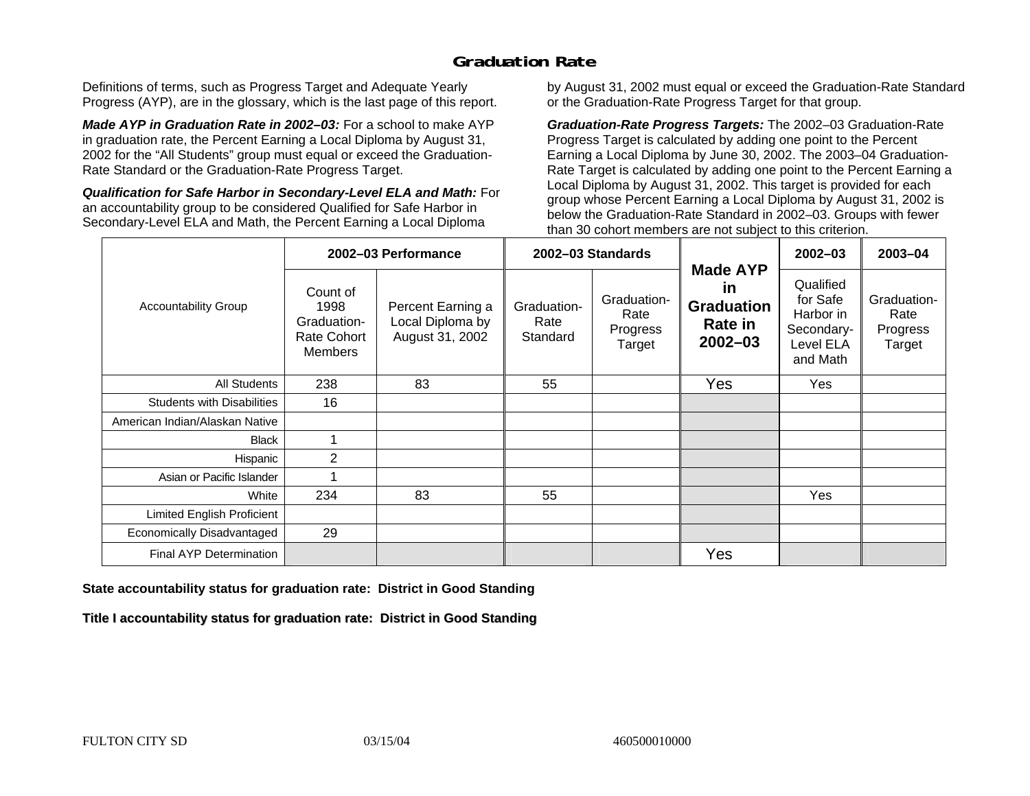# Graduation Rate

Definitions of terms, such as Progress Target and Adequate Yearly Progress (AYP), are in the glossary, which is the last page of this report.

***Made AYP in Graduation Rate in 2002–03:*** For a school to make AYP in graduation rate, the Percent Earning a Local Diploma by August 31, 2002 for the "All Students" group must equal or exceed the Graduation-Rate Standard or the Graduation-Rate Progress Target.

***Qualification for Safe Harbor in Secondary-Level ELA and Math:*** For an accountability group to be considered Qualified for Safe Harbor in Secondary-Level ELA and Math, the Percent Earning a Local Diploma by August 31, 2002 must equal or exceed the Graduation-Rate Standard or the Graduation-Rate Progress Target for that group.

***Graduation-Rate Progress Targets:*** The 2002–03 Graduation-Rate Progress Target is calculated by adding one point to the Percent Earning a Local Diploma by June 30, 2002. The 2003–04 Graduation-Rate Target is calculated by adding one point to the Percent Earning a Local Diploma by August 31, 2002. This target is provided for each group whose Percent Earning a Local Diploma by August 31, 2002 is below the Graduation-Rate Standard in 2002–03. Groups with fewer than 30 cohort members are not subject to this criterion.

| Accountability Group | 2002–03 Performance | | 2002–03 Standards | | Made AYP in Graduation Rate in 2002–03 | 2002–03 | 2003–04 |
|---|---|---|---|---|---|---|---|
| | Count of 1998 Graduation-Rate Cohort Members | Percent Earning a Local Diploma by August 31, 2002 | Graduation-Rate Standard | Graduation-Rate Progress Target | | Qualified for Safe Harbor in Secondary-Level ELA and Math | Graduation-Rate Progress Target |
| All Students | 238 | 83 | 55 | | Yes | Yes | |
| Students with Disabilities | 16 | | | | | | |
| American Indian/Alaskan Native | | | | | | | |
| Black | 1 | | | | | | |
| Hispanic | 2 | | | | | | |
| Asian or Pacific Islander | 1 | | | | | | |
| White | 234 | 83 | 55 | | | Yes | |
| Limited English Proficient | | | | | | | |
| Economically Disadvantaged | 29 | | | | | | |
| Final AYP Determination | | | | | Yes | | |

**State accountability status for graduation rate: District in Good Standing**

**Title I accountability status for graduation rate: District in Good Standing**

FULTON CITY SD 03/15/04 460500010000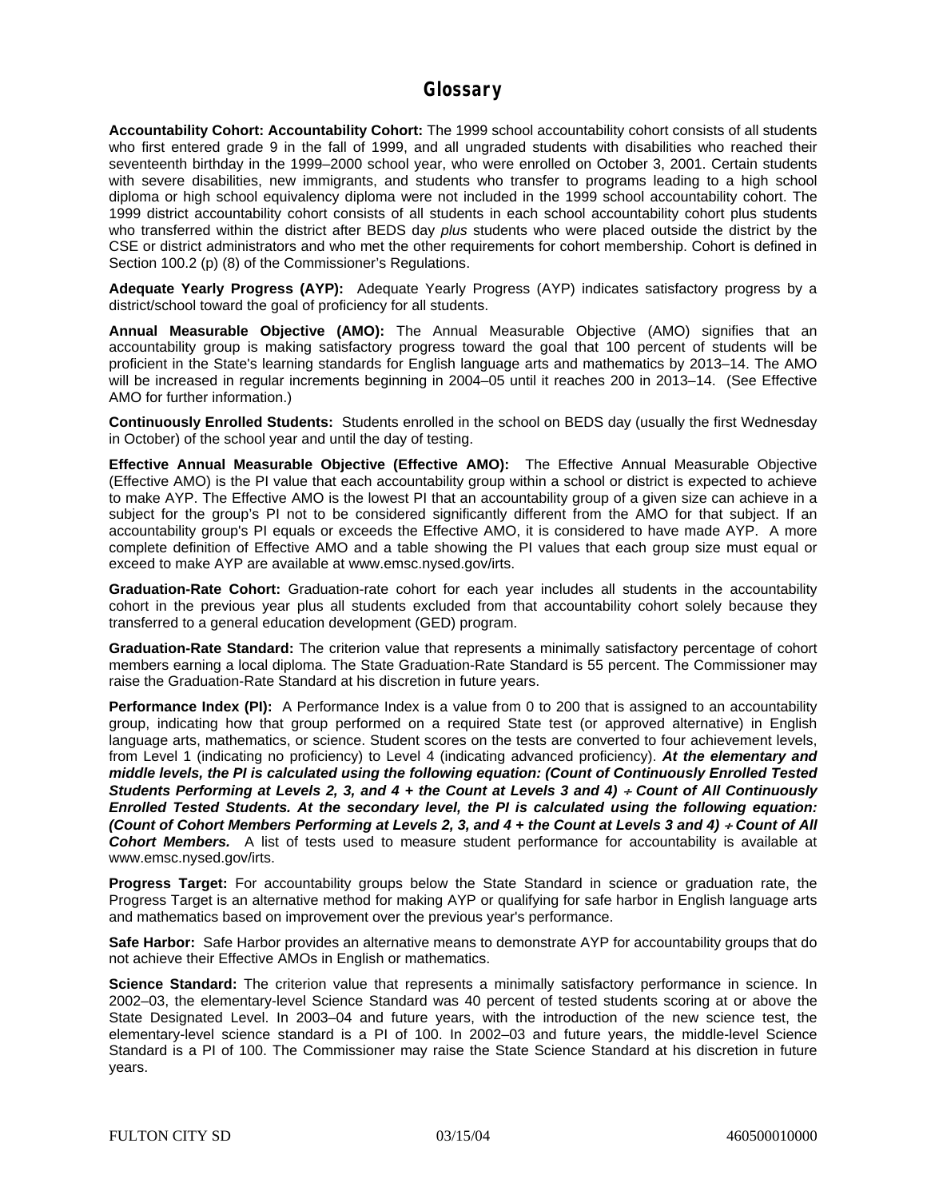# Glossary

**Accountability Cohort: Accountability Cohort:** The 1999 school accountability cohort consists of all students who first entered grade 9 in the fall of 1999, and all ungraded students with disabilities who reached their seventeenth birthday in the 1999–2000 school year, who were enrolled on October 3, 2001. Certain students with severe disabilities, new immigrants, and students who transfer to programs leading to a high school diploma or high school equivalency diploma were not included in the 1999 school accountability cohort. The 1999 district accountability cohort consists of all students in each school accountability cohort plus students who transferred within the district after BEDS day *plus* students who were placed outside the district by the CSE or district administrators and who met the other requirements for cohort membership. Cohort is defined in Section 100.2 (p) (8) of the Commissioner's Regulations.

**Adequate Yearly Progress (AYP):** Adequate Yearly Progress (AYP) indicates satisfactory progress by a district/school toward the goal of proficiency for all students.

**Annual Measurable Objective (AMO):** The Annual Measurable Objective (AMO) signifies that an accountability group is making satisfactory progress toward the goal that 100 percent of students will be proficient in the State's learning standards for English language arts and mathematics by 2013–14. The AMO will be increased in regular increments beginning in 2004–05 until it reaches 200 in 2013–14. (See Effective AMO for further information.)

**Continuously Enrolled Students:** Students enrolled in the school on BEDS day (usually the first Wednesday in October) of the school year and until the day of testing.

**Effective Annual Measurable Objective (Effective AMO):** The Effective Annual Measurable Objective (Effective AMO) is the PI value that each accountability group within a school or district is expected to achieve to make AYP. The Effective AMO is the lowest PI that an accountability group of a given size can achieve in a subject for the group's PI not to be considered significantly different from the AMO for that subject. If an accountability group's PI equals or exceeds the Effective AMO, it is considered to have made AYP. A more complete definition of Effective AMO and a table showing the PI values that each group size must equal or exceed to make AYP are available at www.emsc.nysed.gov/irts.

**Graduation-Rate Cohort:** Graduation-rate cohort for each year includes all students in the accountability cohort in the previous year plus all students excluded from that accountability cohort solely because they transferred to a general education development (GED) program.

**Graduation-Rate Standard:** The criterion value that represents a minimally satisfactory percentage of cohort members earning a local diploma. The State Graduation-Rate Standard is 55 percent. The Commissioner may raise the Graduation-Rate Standard at his discretion in future years.

**Performance Index (PI):** A Performance Index is a value from 0 to 200 that is assigned to an accountability group, indicating how that group performed on a required State test (or approved alternative) in English language arts, mathematics, or science. Student scores on the tests are converted to four achievement levels, from Level 1 (indicating no proficiency) to Level 4 (indicating advanced proficiency). ***At the elementary and middle levels, the PI is calculated using the following equation: (Count of Continuously Enrolled Tested Students Performing at Levels 2, 3, and 4 + the Count at Levels 3 and 4) ÷ Count of All Continuously Enrolled Tested Students. At the secondary level, the PI is calculated using the following equation: (Count of Cohort Members Performing at Levels 2, 3, and 4 + the Count at Levels 3 and 4) ÷ Count of All Cohort Members.*** A list of tests used to measure student performance for accountability is available at www.emsc.nysed.gov/irts.

**Progress Target:** For accountability groups below the State Standard in science or graduation rate, the Progress Target is an alternative method for making AYP or qualifying for safe harbor in English language arts and mathematics based on improvement over the previous year's performance.

**Safe Harbor:** Safe Harbor provides an alternative means to demonstrate AYP for accountability groups that do not achieve their Effective AMOs in English or mathematics.

**Science Standard:** The criterion value that represents a minimally satisfactory performance in science. In 2002–03, the elementary-level Science Standard was 40 percent of tested students scoring at or above the State Designated Level. In 2003–04 and future years, with the introduction of the new science test, the elementary-level science standard is a PI of 100. In 2002–03 and future years, the middle-level Science Standard is a PI of 100. The Commissioner may raise the State Science Standard at his discretion in future years.